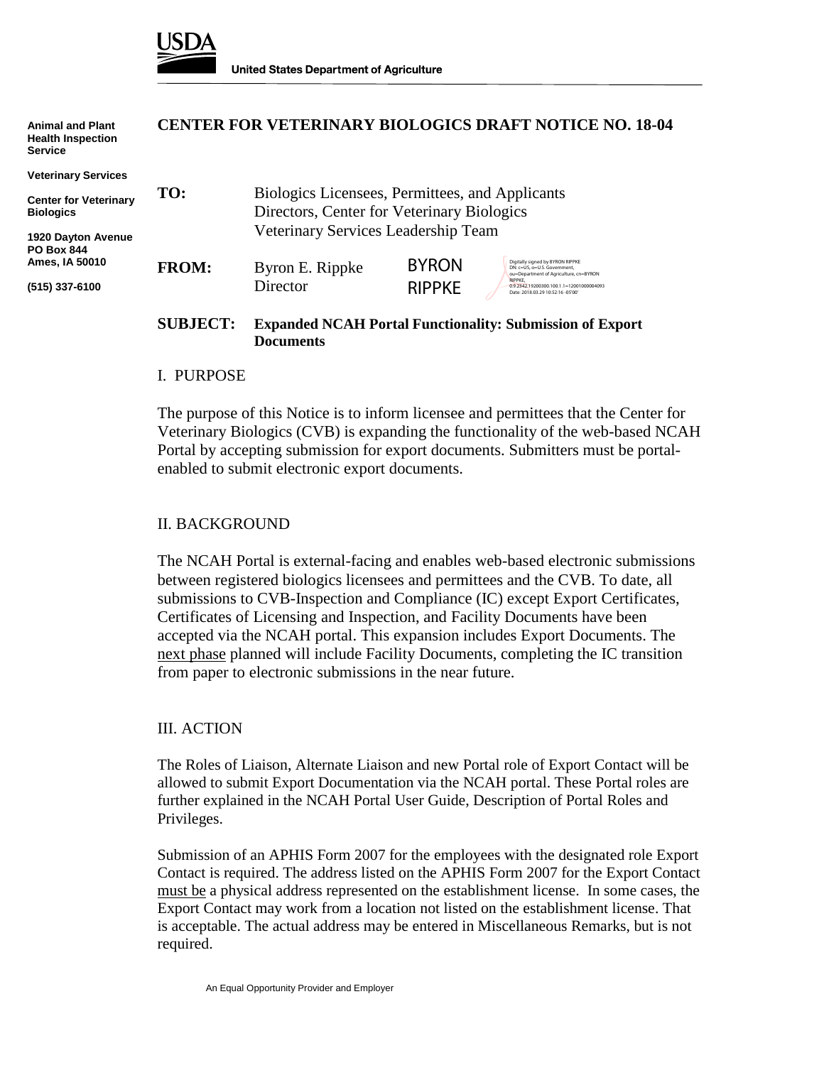USDA

United States Department of Agriculture

**Animal and Plant Health Inspection Service**

**Veterinary Services**

**Center for Veterinary Biologics**

**1920 Dayton Avenue**
**PO Box 844**
**Ames, IA 50010**

**(515) 337-6100**

# CENTER FOR VETERINARY BIOLOGICS DRAFT NOTICE NO. 18-04

**TO:** Biologics Licensees, Permittees, and Applicants
Directors, Center for Veterinary Biologics
Veterinary Services Leadership Team

**FROM:** Byron E. Rippke
Director

BYRON RIPPKE

Digitally signed by BYRON RIPPKE
DN: c=US, o=U.S. Government, ou=Department of Agriculture, cn=BYRON RIPPKE, 0.9.2342.19200300.100.1.1=12001000004093
Date: 2018.03.29 10:52:16 -05'00'

**SUBJECT: Expanded NCAH Portal Functionality: Submission of Export Documents**

## I. PURPOSE

The purpose of this Notice is to inform licensee and permittees that the Center for Veterinary Biologics (CVB) is expanding the functionality of the web-based NCAH Portal by accepting submission for export documents. Submitters must be portal-enabled to submit electronic export documents.

## II. BACKGROUND

The NCAH Portal is external-facing and enables web-based electronic submissions between registered biologics licensees and permittees and the CVB. To date, all submissions to CVB-Inspection and Compliance (IC) except Export Certificates, Certificates of Licensing and Inspection, and Facility Documents have been accepted via the NCAH portal. This expansion includes Export Documents. The next phase planned will include Facility Documents, completing the IC transition from paper to electronic submissions in the near future.

## III. ACTION

The Roles of Liaison, Alternate Liaison and new Portal role of Export Contact will be allowed to submit Export Documentation via the NCAH portal. These Portal roles are further explained in the NCAH Portal User Guide, Description of Portal Roles and Privileges.

Submission of an APHIS Form 2007 for the employees with the designated role Export Contact is required. The address listed on the APHIS Form 2007 for the Export Contact must be a physical address represented on the establishment license. In some cases, the Export Contact may work from a location not listed on the establishment license. That is acceptable. The actual address may be entered in Miscellaneous Remarks, but is not required.

An Equal Opportunity Provider and Employer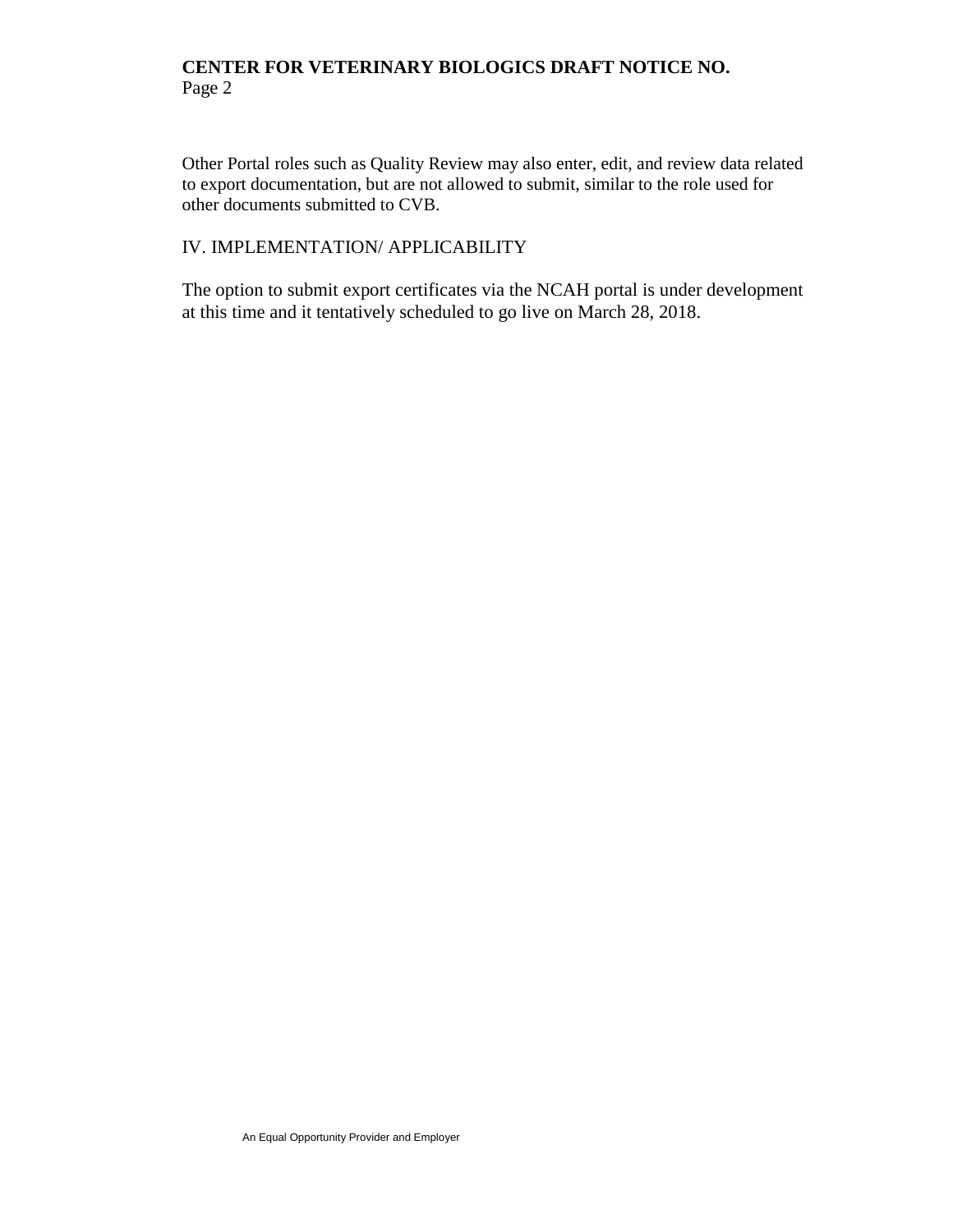Other Portal roles such as Quality Review may also enter, edit, and review data related to export documentation, but are not allowed to submit, similar to the role used for other documents submitted to CVB.

## IV. IMPLEMENTATION/ APPLICABILITY

The option to submit export certificates via the NCAH portal is under development at this time and it tentatively scheduled to go live on March 28, 2018.